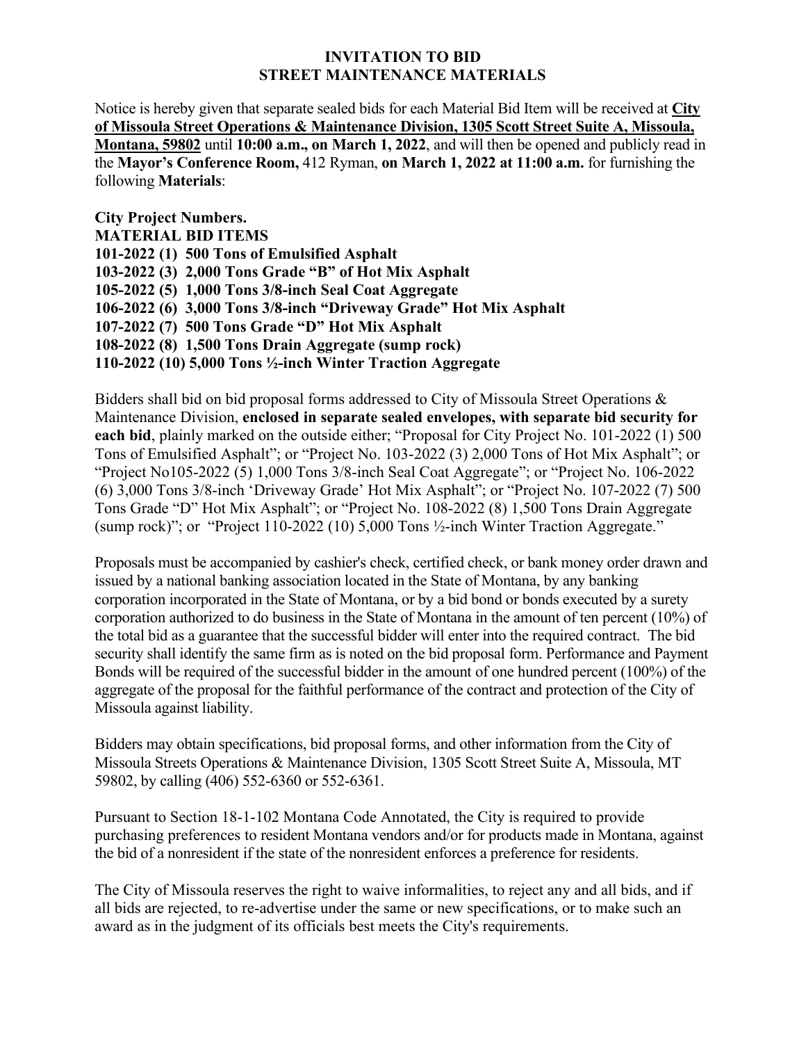# INVITATION TO BID
## STREET MAINTENANCE MATERIALS

Notice is hereby given that separate sealed bids for each Material Bid Item will be received at **City of Missoula Street Operations & Maintenance Division, 1305 Scott Street Suite A, Missoula, Montana, 59802** until **10:00 a.m., on March 1, 2022**, and will then be opened and publicly read in the **Mayor's Conference Room,** 412 Ryman, **on March 1, 2022 at 11:00 a.m.** for furnishing the following **Materials**:

**City Project Numbers.**
**MATERIAL BID ITEMS**
**101-2022 (1) 500 Tons of Emulsified Asphalt**
**103-2022 (3) 2,000 Tons Grade "B" of Hot Mix Asphalt**
**105-2022 (5) 1,000 Tons 3/8-inch Seal Coat Aggregate**
**106-2022 (6) 3,000 Tons 3/8-inch "Driveway Grade" Hot Mix Asphalt**
**107-2022 (7) 500 Tons Grade "D" Hot Mix Asphalt**
**108-2022 (8) 1,500 Tons Drain Aggregate (sump rock)**
**110-2022 (10) 5,000 Tons ½-inch Winter Traction Aggregate**

Bidders shall bid on bid proposal forms addressed to City of Missoula Street Operations & Maintenance Division, **enclosed in separate sealed envelopes, with separate bid security for each bid**, plainly marked on the outside either; "Proposal for City Project No. 101-2022 (1) 500 Tons of Emulsified Asphalt"; or "Project No. 103-2022 (3) 2,000 Tons of Hot Mix Asphalt"; or "Project No105-2022 (5) 1,000 Tons 3/8-inch Seal Coat Aggregate"; or "Project No. 106-2022 (6) 3,000 Tons 3/8-inch 'Driveway Grade' Hot Mix Asphalt"; or "Project No. 107-2022 (7) 500 Tons Grade "D" Hot Mix Asphalt"; or "Project No. 108-2022 (8) 1,500 Tons Drain Aggregate (sump rock)"; or "Project 110-2022 (10) 5,000 Tons ½-inch Winter Traction Aggregate."

Proposals must be accompanied by cashier's check, certified check, or bank money order drawn and issued by a national banking association located in the State of Montana, by any banking corporation incorporated in the State of Montana, or by a bid bond or bonds executed by a surety corporation authorized to do business in the State of Montana in the amount of ten percent (10%) of the total bid as a guarantee that the successful bidder will enter into the required contract. The bid security shall identify the same firm as is noted on the bid proposal form. Performance and Payment Bonds will be required of the successful bidder in the amount of one hundred percent (100%) of the aggregate of the proposal for the faithful performance of the contract and protection of the City of Missoula against liability.

Bidders may obtain specifications, bid proposal forms, and other information from the City of Missoula Streets Operations & Maintenance Division, 1305 Scott Street Suite A, Missoula, MT 59802, by calling (406) 552-6360 or 552-6361.

Pursuant to Section 18-1-102 Montana Code Annotated, the City is required to provide purchasing preferences to resident Montana vendors and/or for products made in Montana, against the bid of a nonresident if the state of the nonresident enforces a preference for residents.

The City of Missoula reserves the right to waive informalities, to reject any and all bids, and if all bids are rejected, to re-advertise under the same or new specifications, or to make such an award as in the judgment of its officials best meets the City's requirements.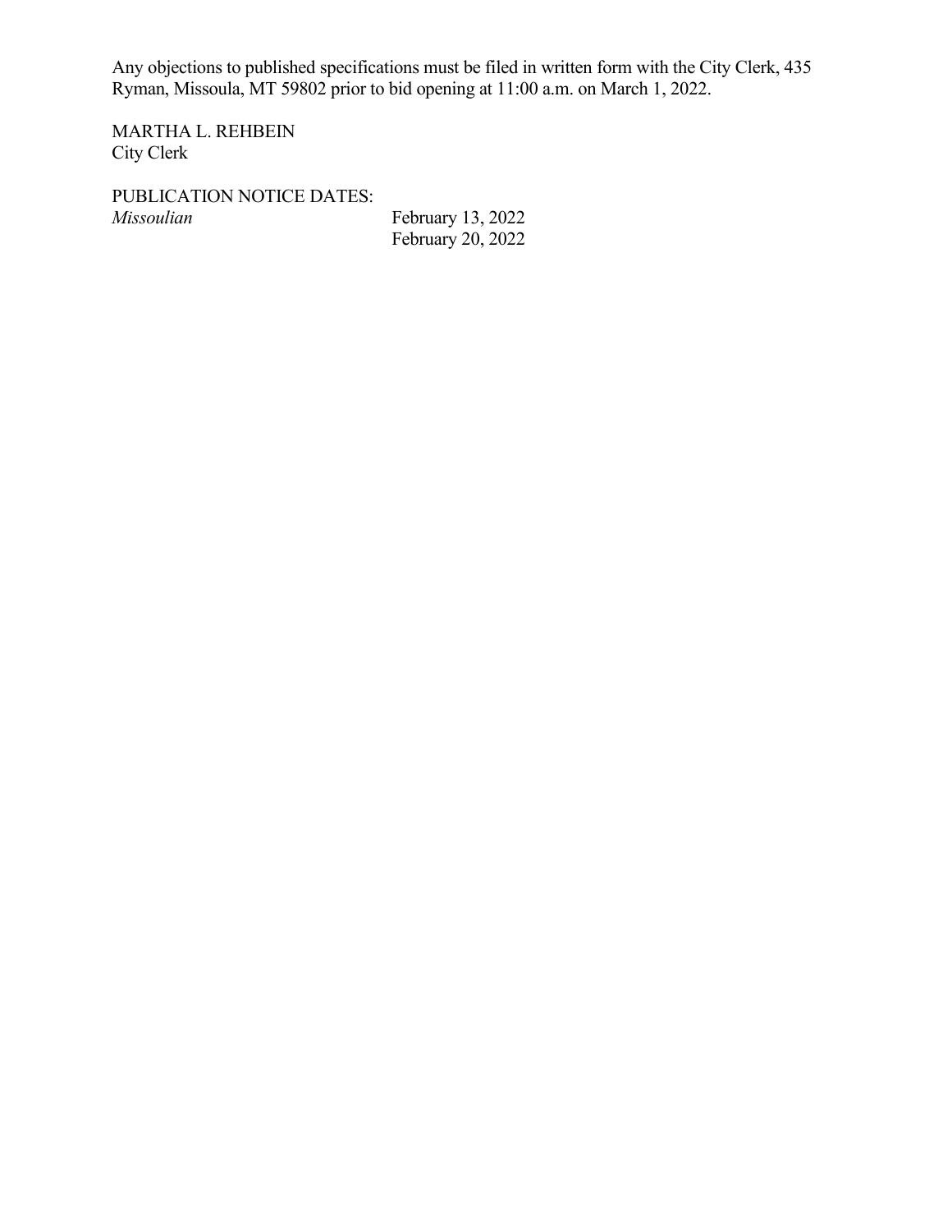Any objections to published specifications must be filed in written form with the City Clerk, 435 Ryman, Missoula, MT 59802 prior to bid opening at 11:00 a.m. on March 1, 2022.

MARTHA L. REHBEIN
City Clerk

PUBLICATION NOTICE DATES:

| | |
|---|---|
| *Missoulian* | February 13, 2022 |
| | February 20, 2022 |